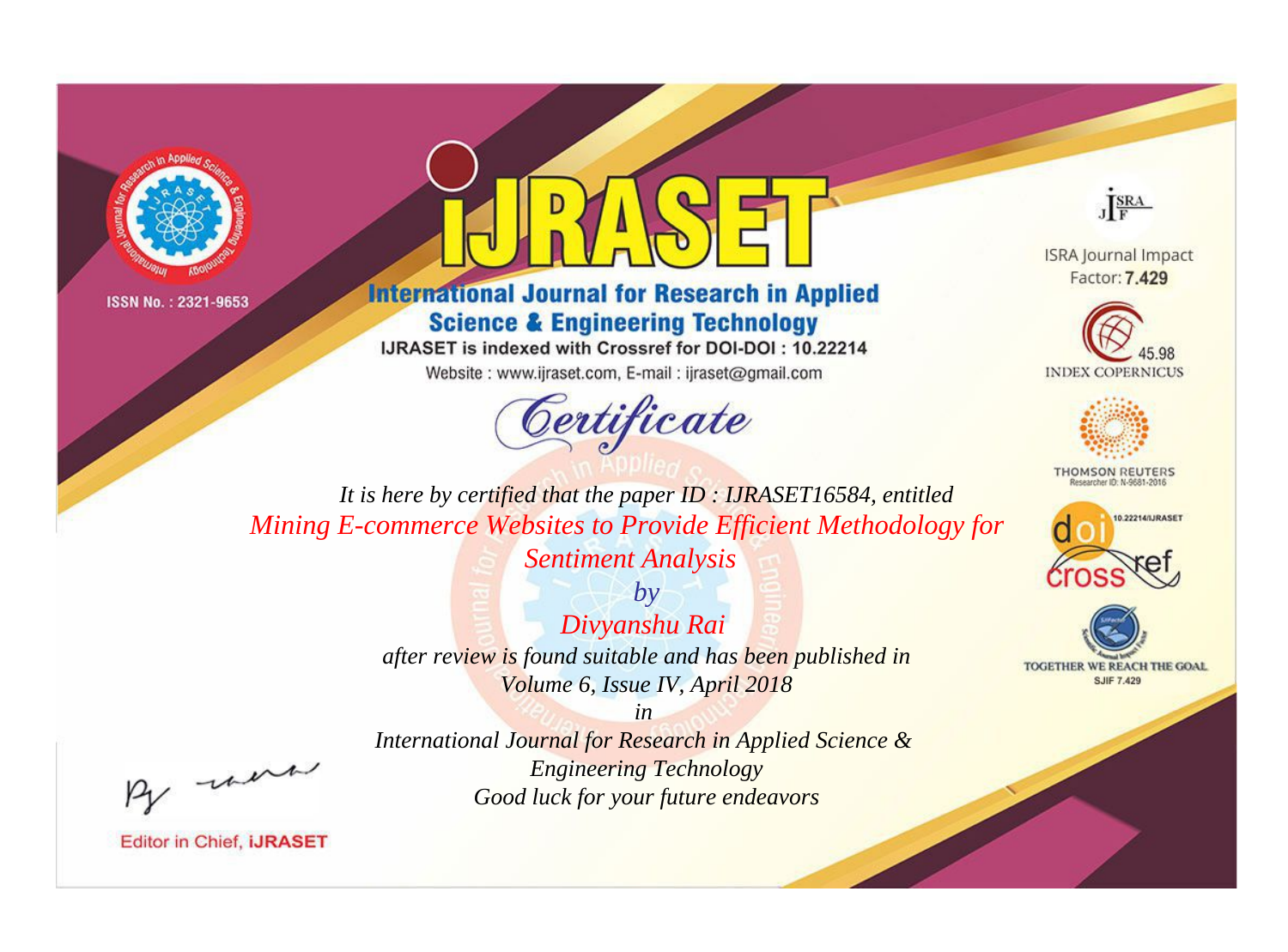ISSN No. : 2321-9653

# iJRASET

## International Journal for Research in Applied Science & Engineering Technology

IJRASET is indexed with Crossref for DOI-DOI : 10.22214

Website : www.ijraset.com, E-mail : ijraset@gmail.com

ISRA Journal Impact Factor: **7.429**

45.98 INDEX COPERNICUS

THOMSON REUTERS Researcher ID: N-9681-2016

10.22214/IJRASET

TOGETHER WE REACH THE GOAL SJIF 7.429

# *Certificate*

*It is here by certified that the paper ID : IJRASET16584, entitled*

*Mining E-commerce Websites to Provide Efficient Methodology for Sentiment Analysis*

*by*

*Divyanshu Rai*

*after review is found suitable and has been published in*

*Volume 6, Issue IV, April 2018*

*in*

*International Journal for Research in Applied Science & Engineering Technology*

*Good luck for your future endeavors*

Editor in Chief, **iJRASET**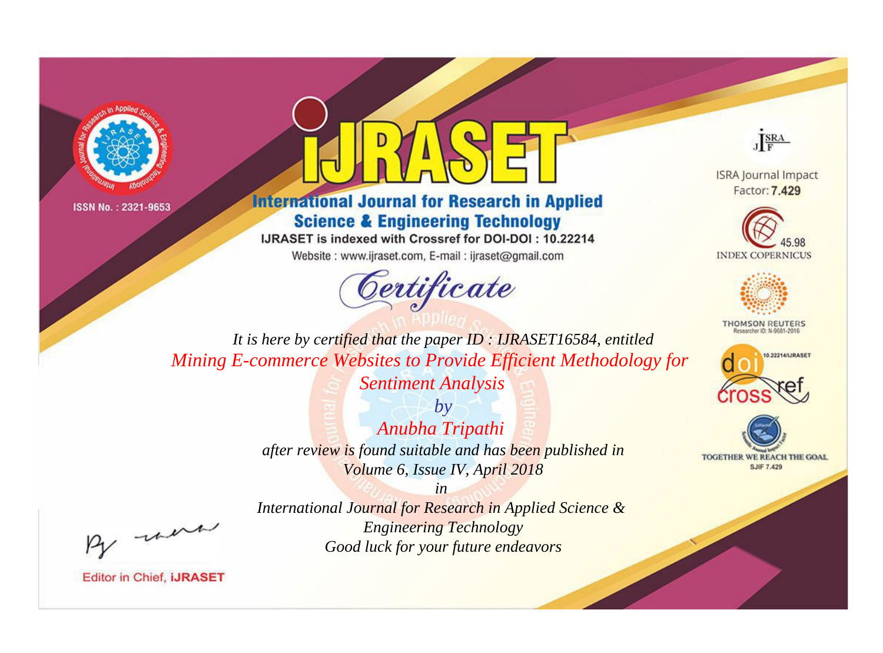ISSN No. : 2321-9653

# IJRASET

## International Journal for Research in Applied Science & Engineering Technology

IJRASET is indexed with Crossref for DOI-DOI : 10.22214

Website : www.ijraset.com, E-mail : ijraset@gmail.com

ISRA Journal Impact Factor: **7.429**

45.98 INDEX COPERNICUS

THOMSON REUTERS Researcher ID: N-9681-2016

10.22214/IJRASET

TOGETHER WE REACH THE GOAL SJIF 7.429

*Certificate*

*It is here by certified that the paper ID : IJRASET16584, entitled*

*Mining E-commerce Websites to Provide Efficient Methodology for Sentiment Analysis*

*by*

*Anubha Tripathi*

*after review is found suitable and has been published in*

*Volume 6, Issue IV, April 2018*

*in*

*International Journal for Research in Applied Science & Engineering Technology*

*Good luck for your future endeavors*

Editor in Chief, **iJRASET**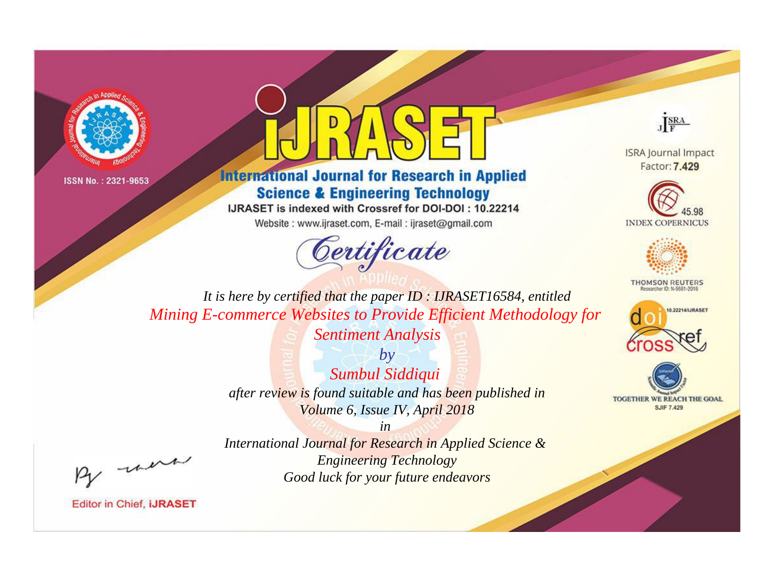ISSN No. : 2321-9653

# iJRASET

## International Journal for Research in Applied Science & Engineering Technology

IJRASET is indexed with Crossref for DOI-DOI : 10.22214

Website : www.ijraset.com, E-mail : ijraset@gmail.com

ISRA Journal Impact Factor: **7.429**

45.98 INDEX COPERNICUS

THOMSON REUTERS Researcher ID: N-9681-2016

10.22214/IJRASET

TOGETHER WE REACH THE GOAL SJIF 7.429

# *Certificate*

*It is here by certified that the paper ID : IJRASET16584, entitled*

*Mining E-commerce Websites to Provide Efficient Methodology for Sentiment Analysis*

*by*

*Sumbul Siddiqui*

*after review is found suitable and has been published in*

*Volume 6, Issue IV, April 2018*

*in*

*International Journal for Research in Applied Science & Engineering Technology*

*Good luck for your future endeavors*

Editor in Chief, **iJRASET**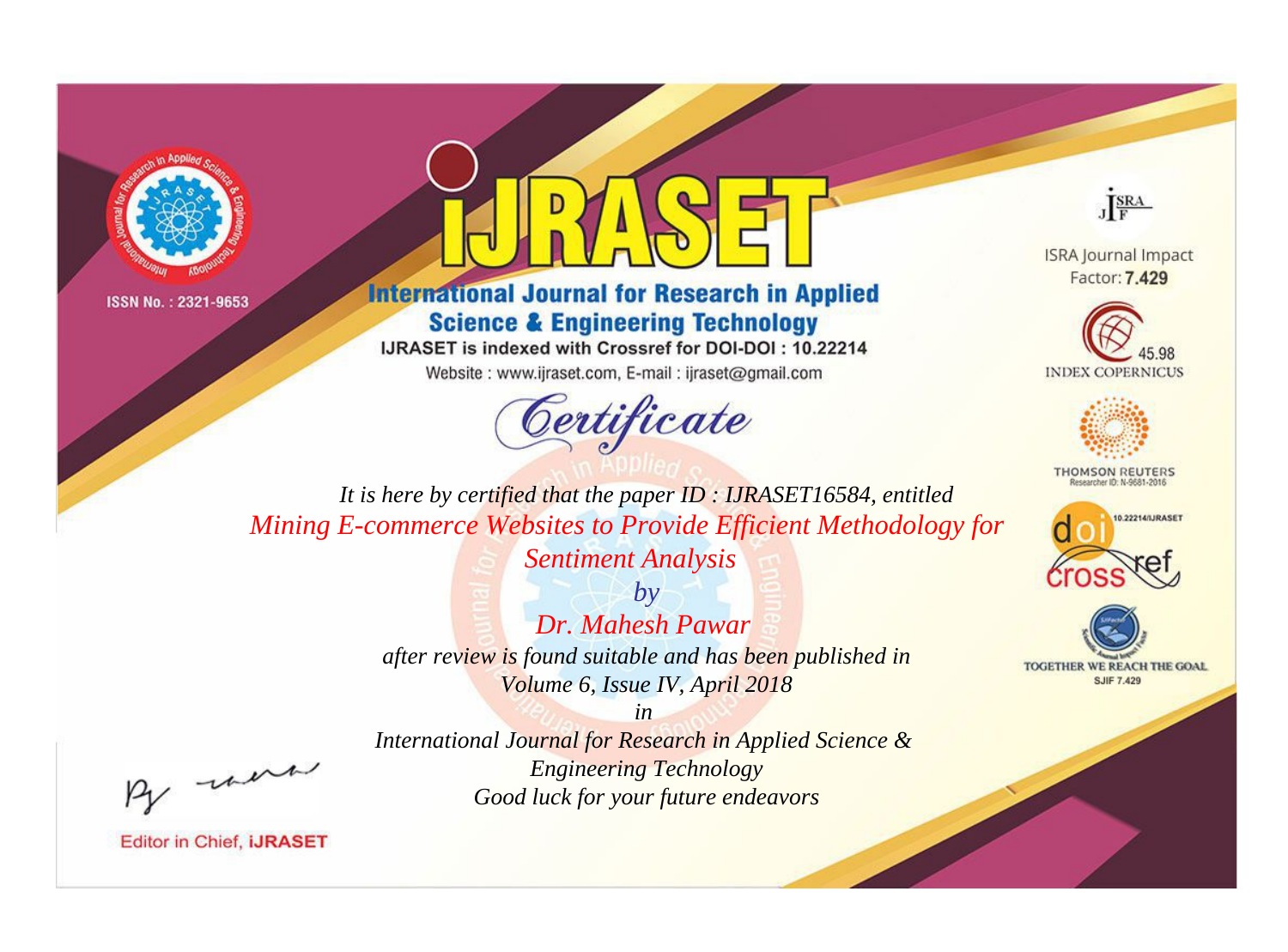ISSN No. : 2321-9653

# iJRASET

## International Journal for Research in Applied Science & Engineering Technology

IJRASET is indexed with Crossref for DOI-DOI : 10.22214

Website : www.ijraset.com, E-mail : ijraset@gmail.com

*Certificate*

*It is here by certified that the paper ID : IJRASET16584, entitled*

*Mining E-commerce Websites to Provide Efficient Methodology for Sentiment Analysis*

*by*

*Dr. Mahesh Pawar*

*after review is found suitable and has been published in*

*Volume 6, Issue IV, April 2018*

*in*

*International Journal for Research in Applied Science & Engineering Technology*

*Good luck for your future endeavors*

ISRA Journal Impact Factor: **7.429**

45.98 INDEX COPERNICUS

THOMSON REUTERS Researcher ID: N-9681-2016

10.22214/IJRASET

TOGETHER WE REACH THE GOAL SJIF 7.429

Editor in Chief, **iJRASET**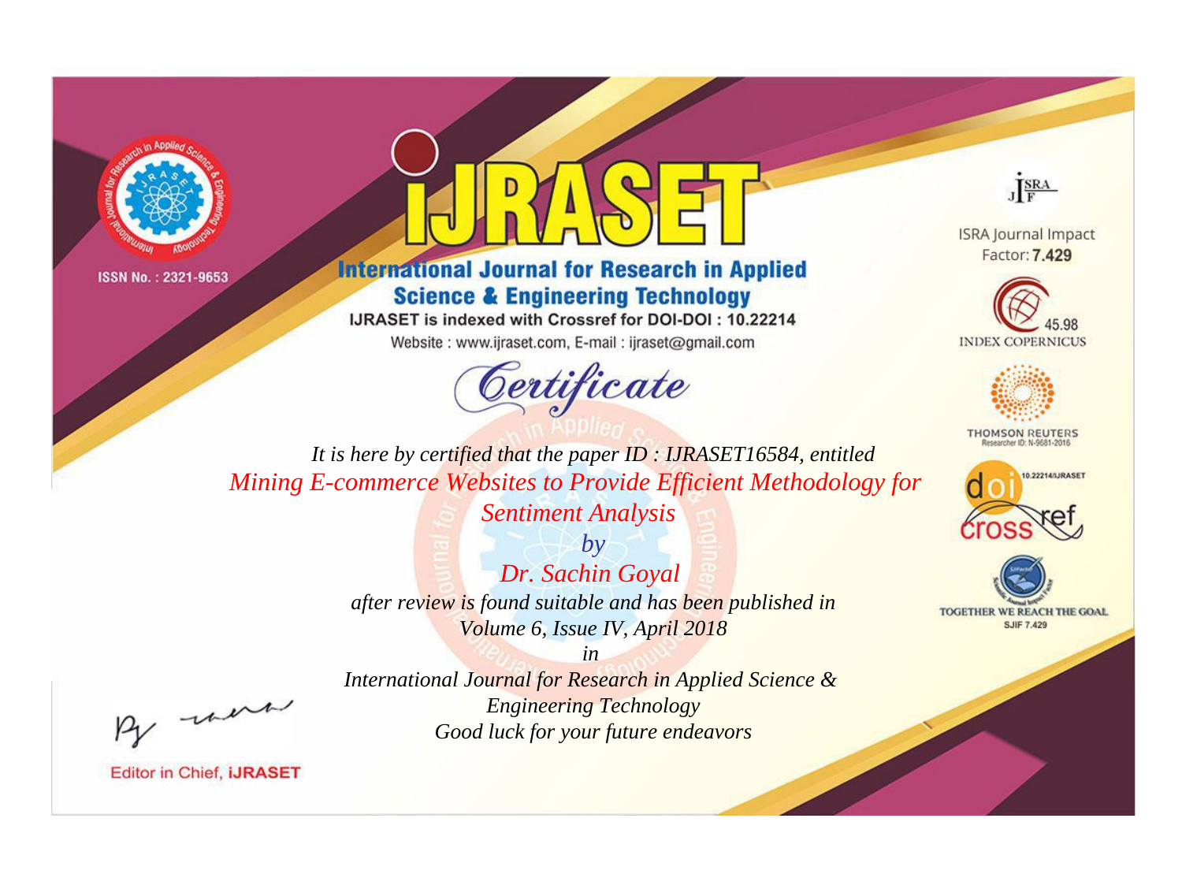ISSN No. : 2321-9653

# iJRASET

## International Journal for Research in Applied Science & Engineering Technology

IJRASET is indexed with Crossref for DOI-DOI : 10.22214

Website : www.ijraset.com, E-mail : ijraset@gmail.com

ISRA Journal Impact Factor: **7.429**

45.98 INDEX COPERNICUS

THOMSON REUTERS Researcher ID: N-9681-2016

10.22214/IJRASET

TOGETHER WE REACH THE GOAL SJIF 7.429

*Certificate*

*It is here by certified that the paper ID : IJRASET16584, entitled*

*Mining E-commerce Websites to Provide Efficient Methodology for Sentiment Analysis*

*by*

*Dr. Sachin Goyal*

*after review is found suitable and has been published in*

*Volume 6, Issue IV, April 2018*

*in*

*International Journal for Research in Applied Science & Engineering Technology*

*Good luck for your future endeavors*

Editor in Chief, **iJRASET**